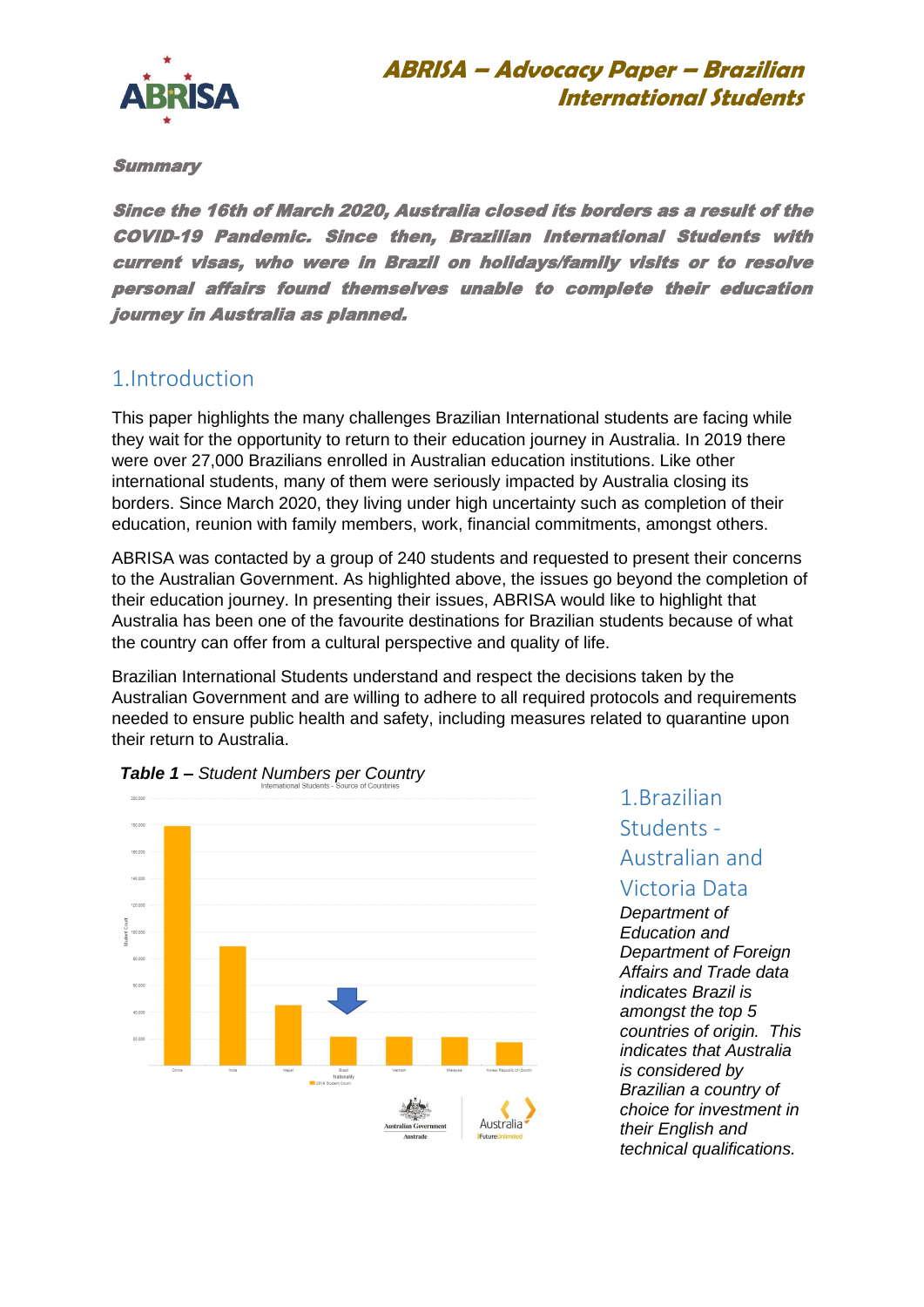# ABRISA – Advocacy Paper – Brazilian International Students

**Summary**

***Since the 16th of March 2020, Australia closed its borders as a result of the COVID-19 Pandemic. Since then, Brazilian International Students with current visas, who were in Brazil on holidays/family visits or to resolve personal affairs found themselves unable to complete their education journey in Australia as planned.***

## 1.Introduction

This paper highlights the many challenges Brazilian International students are facing while they wait for the opportunity to return to their education journey in Australia. In 2019 there were over 27,000 Brazilians enrolled in Australian education institutions. Like other international students, many of them were seriously impacted by Australia closing its borders. Since March 2020, they living under high uncertainty such as completion of their education, reunion with family members, work, financial commitments, amongst others.

ABRISA was contacted by a group of 240 students and requested to present their concerns to the Australian Government. As highlighted above, the issues go beyond the completion of their education journey. In presenting their issues, ABRISA would like to highlight that Australia has been one of the favourite destinations for Brazilian students because of what the country can offer from a cultural perspective and quality of life.

Brazilian International Students understand and respect the decisions taken by the Australian Government and are willing to adhere to all required protocols and requirements needed to ensure public health and safety, including measures related to quarantine upon their return to Australia.

***Table 1 –*** *Student Numbers per Country*

## 1.Brazilian Students - Australian and Victoria Data

*Department of Education and Department of Foreign Affairs and Trade data indicates Brazil is amongst the top 5 countries of origin. This indicates that Australia is considered by Brazilian a country of choice for investment in their English and technical qualifications.*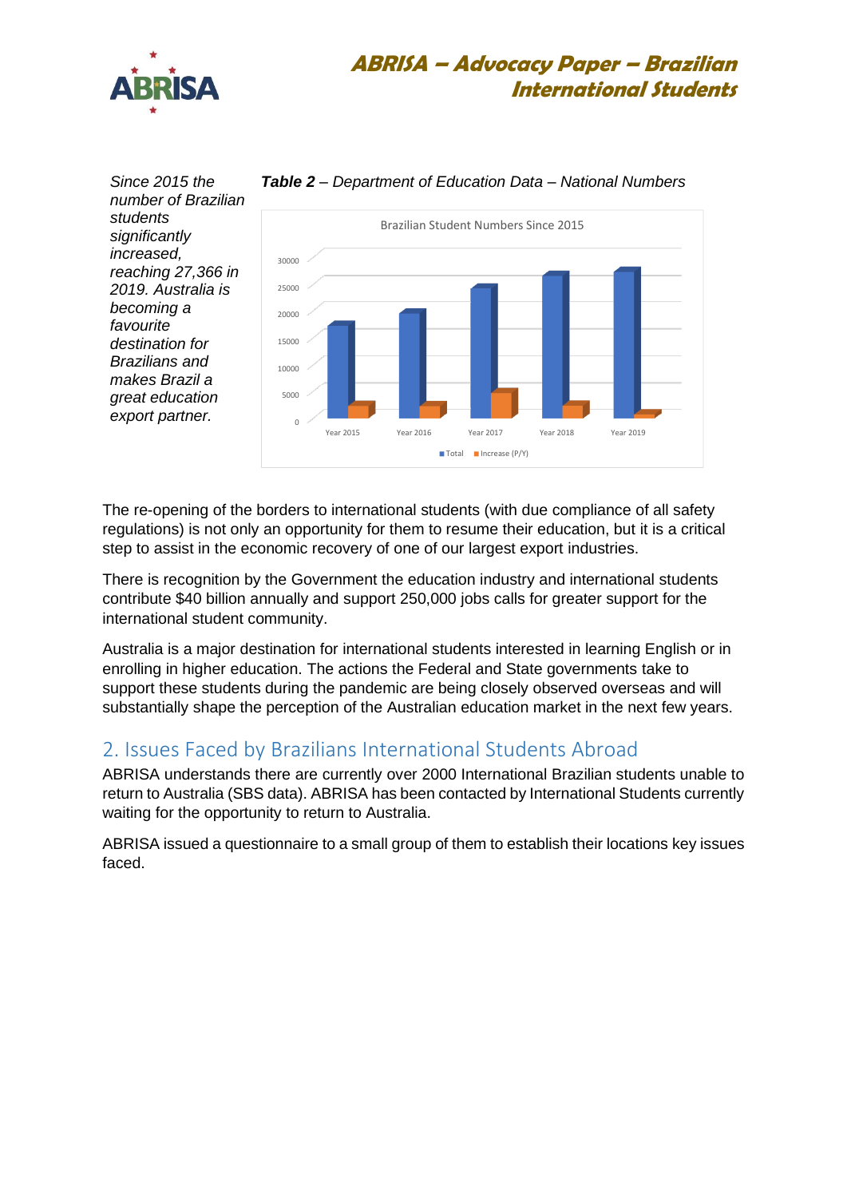*Since 2015 the number of Brazilian students significantly increased, reaching 27,366 in 2019. Australia is becoming a favourite destination for Brazilians and makes Brazil a great education export partner.*

***Table 2*** *– Department of Education Data – National Numbers*

The re-opening of the borders to international students (with due compliance of all safety regulations) is not only an opportunity for them to resume their education, but it is a critical step to assist in the economic recovery of one of our largest export industries.

There is recognition by the Government the education industry and international students contribute $40 billion annually and support 250,000 jobs calls for greater support for the international student community.

Australia is a major destination for international students interested in learning English or in enrolling in higher education. The actions the Federal and State governments take to support these students during the pandemic are being closely observed overseas and will substantially shape the perception of the Australian education market in the next few years.

## 2. Issues Faced by Brazilians International Students Abroad

ABRISA understands there are currently over 2000 International Brazilian students unable to return to Australia (SBS data). ABRISA has been contacted by International Students currently waiting for the opportunity to return to Australia.

ABRISA issued a questionnaire to a small group of them to establish their locations key issues faced.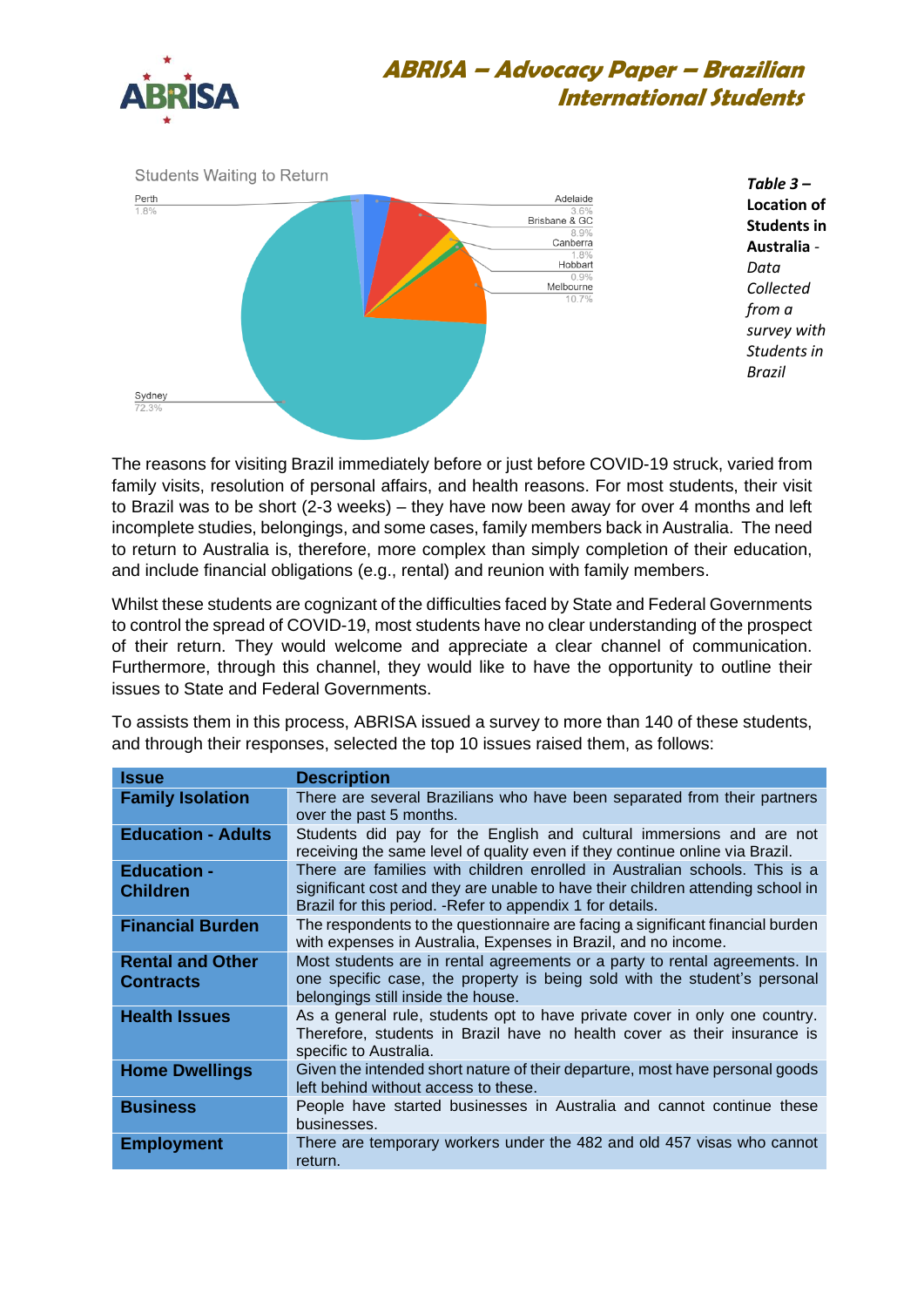Students Waiting to Return

| Location | Percentage |
|---|---|
| Perth | 1.8% |
| Adelaide | 3.6% |
| Brisbane & GC | 8.9% |
| Canberra | 1.8% |
| Hobbart | 0.9% |
| Melbourne | 10.7% |
| Sydney | 72.3% |

***Table 3 –* Location of Students in Australia** - *Data Collected from a survey with Students in Brazil*

The reasons for visiting Brazil immediately before or just before COVID-19 struck, varied from family visits, resolution of personal affairs, and health reasons. For most students, their visit to Brazil was to be short (2-3 weeks) – they have now been away for over 4 months and left incomplete studies, belongings, and some cases, family members back in Australia. The need to return to Australia is, therefore, more complex than simply completion of their education, and include financial obligations (e.g., rental) and reunion with family members.

Whilst these students are cognizant of the difficulties faced by State and Federal Governments to control the spread of COVID-19, most students have no clear understanding of the prospect of their return. They would welcome and appreciate a clear channel of communication. Furthermore, through this channel, they would like to have the opportunity to outline their issues to State and Federal Governments.

To assists them in this process, ABRISA issued a survey to more than 140 of these students, and through their responses, selected the top 10 issues raised them, as follows:

| Issue | Description |
|---|---|
| **Family Isolation** | There are several Brazilians who have been separated from their partners over the past 5 months. |
| **Education - Adults** | Students did pay for the English and cultural immersions and are not receiving the same level of quality even if they continue online via Brazil. |
| **Education - Children** | There are families with children enrolled in Australian schools. This is a significant cost and they are unable to have their children attending school in Brazil for this period. -Refer to appendix 1 for details. |
| **Financial Burden** | The respondents to the questionnaire are facing a significant financial burden with expenses in Australia, Expenses in Brazil, and no income. |
| **Rental and Other Contracts** | Most students are in rental agreements or a party to rental agreements. In one specific case, the property is being sold with the student's personal belongings still inside the house. |
| **Health Issues** | As a general rule, students opt to have private cover in only one country. Therefore, students in Brazil have no health cover as their insurance is specific to Australia. |
| **Home Dwellings** | Given the intended short nature of their departure, most have personal goods left behind without access to these. |
| **Business** | People have started businesses in Australia and cannot continue these businesses. |
| **Employment** | There are temporary workers under the 482 and old 457 visas who cannot return. |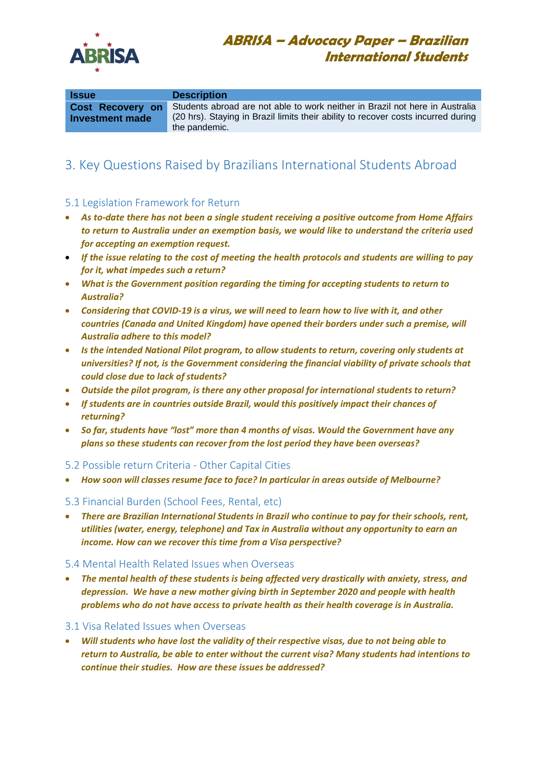| Issue | Description |
| --- | --- |
| **Cost Recovery on Investment made** | Students abroad are not able to work neither in Brazil not here in Australia (20 hrs). Staying in Brazil limits their ability to recover costs incurred during the pandemic. |

## 3. Key Questions Raised by Brazilians International Students Abroad

### 5.1 Legislation Framework for Return

- ***As to-date there has not been a single student receiving a positive outcome from Home Affairs to return to Australia under an exemption basis, we would like to understand the criteria used for accepting an exemption request.***
- ***If the issue relating to the cost of meeting the health protocols and students are willing to pay for it, what impedes such a return?***
- ***What is the Government position regarding the timing for accepting students to return to Australia?***
- ***Considering that COVID-19 is a virus, we will need to learn how to live with it, and other countries (Canada and United Kingdom) have opened their borders under such a premise, will Australia adhere to this model?***
- ***Is the intended National Pilot program, to allow students to return, covering only students at universities? If not, is the Government considering the financial viability of private schools that could close due to lack of students?***
- ***Outside the pilot program, is there any other proposal for international students to return?***
- ***If students are in countries outside Brazil, would this positively impact their chances of returning?***
- ***So far, students have "lost" more than 4 months of visas. Would the Government have any plans so these students can recover from the lost period they have been overseas?***

### 5.2 Possible return Criteria - Other Capital Cities

- ***How soon will classes resume face to face? In particular in areas outside of Melbourne?***

### 5.3 Financial Burden (School Fees, Rental, etc)

- ***There are Brazilian International Students in Brazil who continue to pay for their schools, rent, utilities (water, energy, telephone) and Tax in Australia without any opportunity to earn an income. How can we recover this time from a Visa perspective?***

### 5.4 Mental Health Related Issues when Overseas

- ***The mental health of these students is being affected very drastically with anxiety, stress, and depression. We have a new mother giving birth in September 2020 and people with health problems who do not have access to private health as their health coverage is in Australia.***

### 3.1 Visa Related Issues when Overseas

- ***Will students who have lost the validity of their respective visas, due to not being able to return to Australia, be able to enter without the current visa? Many students had intentions to continue their studies. How are these issues be addressed?***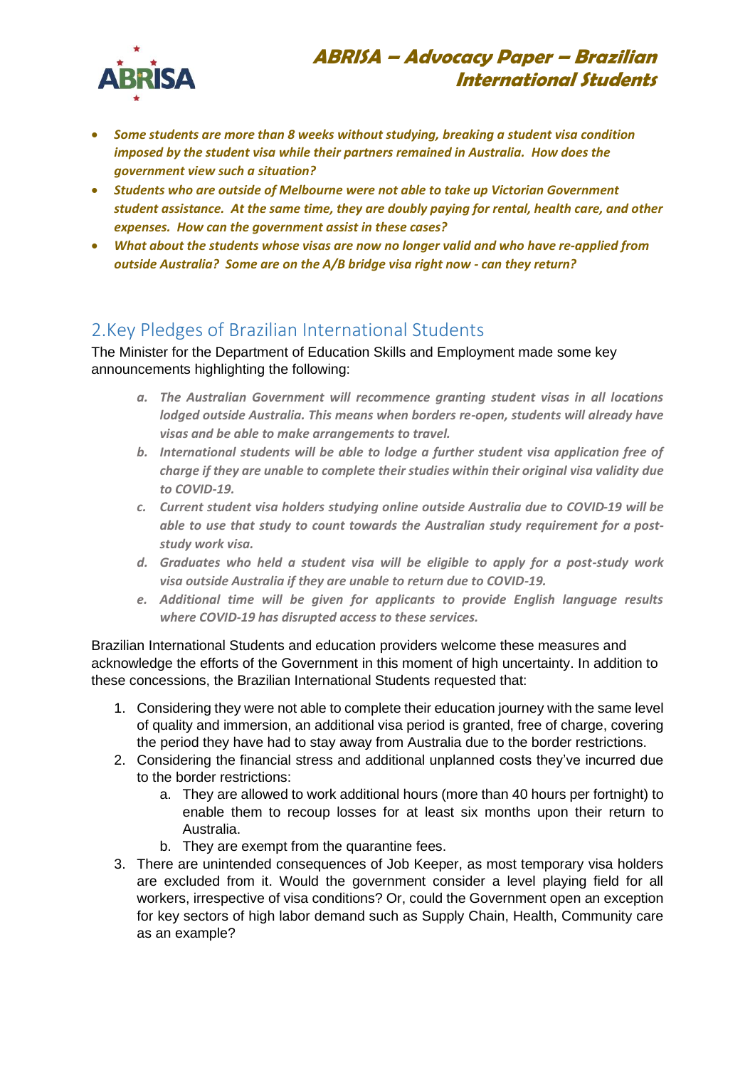- ***Some students are more than 8 weeks without studying, breaking a student visa condition imposed by the student visa while their partners remained in Australia. How does the government view such a situation?***
- ***Students who are outside of Melbourne were not able to take up Victorian Government student assistance. At the same time, they are doubly paying for rental, health care, and other expenses. How can the government assist in these cases?***
- ***What about the students whose visas are now no longer valid and who have re-applied from outside Australia? Some are on the A/B bridge visa right now - can they return?***

## 2.Key Pledges of Brazilian International Students

The Minister for the Department of Education Skills and Employment made some key announcements highlighting the following:

a. ***The Australian Government will recommence granting student visas in all locations lodged outside Australia. This means when borders re-open, students will already have visas and be able to make arrangements to travel.***
b. ***International students will be able to lodge a further student visa application free of charge if they are unable to complete their studies within their original visa validity due to COVID-19.***
c. ***Current student visa holders studying online outside Australia due to COVID-19 will be able to use that study to count towards the Australian study requirement for a post-study work visa.***
d. ***Graduates who held a student visa will be eligible to apply for a post-study work visa outside Australia if they are unable to return due to COVID-19.***
e. ***Additional time will be given for applicants to provide English language results where COVID-19 has disrupted access to these services.***

Brazilian International Students and education providers welcome these measures and acknowledge the efforts of the Government in this moment of high uncertainty. In addition to these concessions, the Brazilian International Students requested that:

1. Considering they were not able to complete their education journey with the same level of quality and immersion, an additional visa period is granted, free of charge, covering the period they have had to stay away from Australia due to the border restrictions.
2. Considering the financial stress and additional unplanned costs they've incurred due to the border restrictions:
   a. They are allowed to work additional hours (more than 40 hours per fortnight) to enable them to recoup losses for at least six months upon their return to Australia.
   b. They are exempt from the quarantine fees.
3. There are unintended consequences of Job Keeper, as most temporary visa holders are excluded from it. Would the government consider a level playing field for all workers, irrespective of visa conditions? Or, could the Government open an exception for key sectors of high labor demand such as Supply Chain, Health, Community care as an example?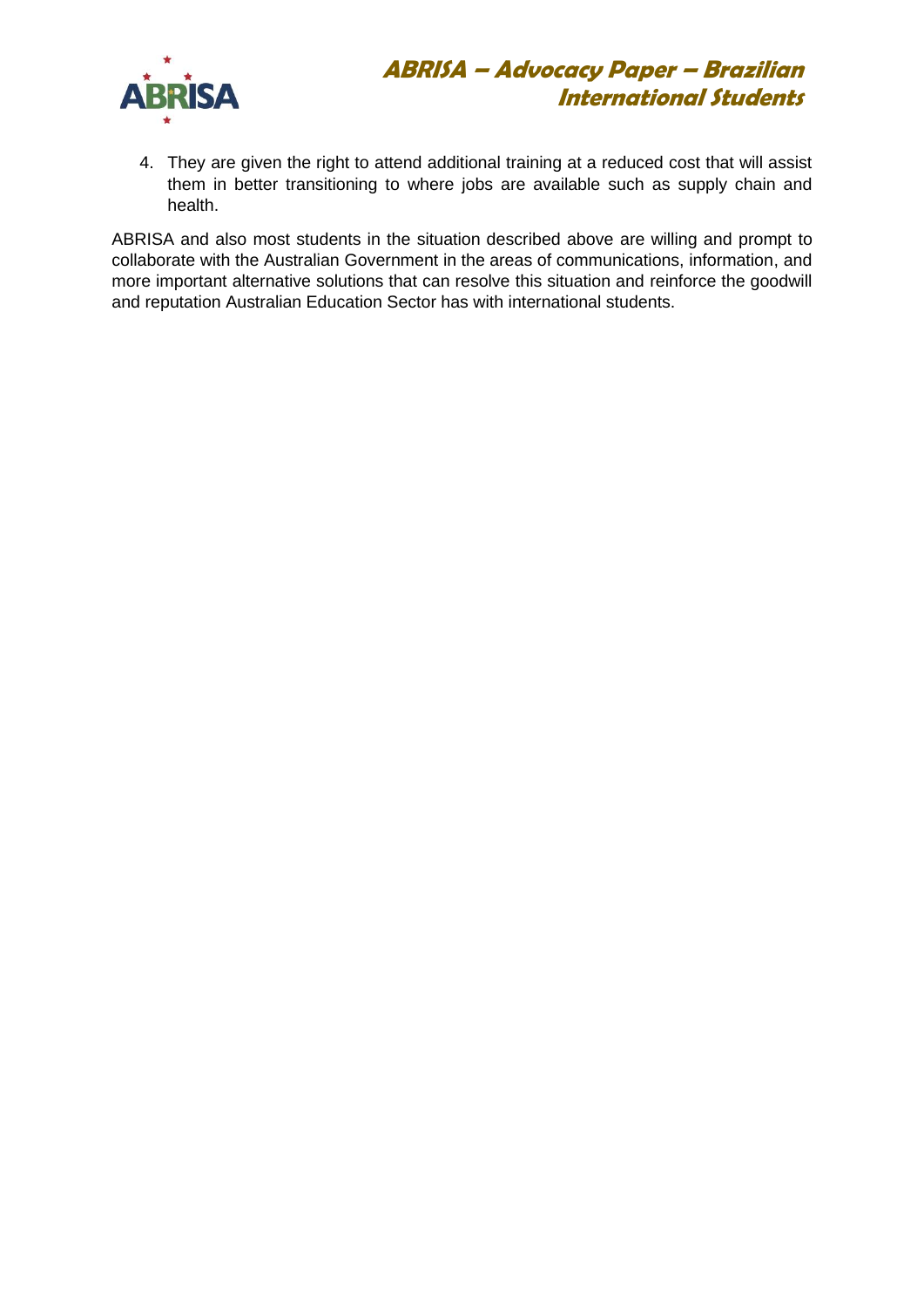4. They are given the right to attend additional training at a reduced cost that will assist them in better transitioning to where jobs are available such as supply chain and health.

ABRISA and also most students in the situation described above are willing and prompt to collaborate with the Australian Government in the areas of communications, information, and more important alternative solutions that can resolve this situation and reinforce the goodwill and reputation Australian Education Sector has with international students.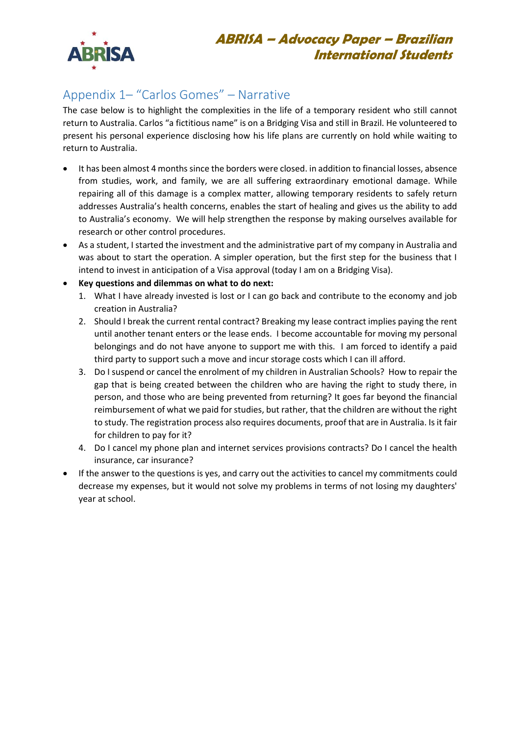## Appendix 1– "Carlos Gomes" – Narrative

The case below is to highlight the complexities in the life of a temporary resident who still cannot return to Australia. Carlos "a fictitious name" is on a Bridging Visa and still in Brazil. He volunteered to present his personal experience disclosing how his life plans are currently on hold while waiting to return to Australia.

- It has been almost 4 months since the borders were closed. in addition to financial losses, absence from studies, work, and family, we are all suffering extraordinary emotional damage. While repairing all of this damage is a complex matter, allowing temporary residents to safely return addresses Australia's health concerns, enables the start of healing and gives us the ability to add to Australia's economy. We will help strengthen the response by making ourselves available for research or other control procedures.
- As a student, I started the investment and the administrative part of my company in Australia and was about to start the operation. A simpler operation, but the first step for the business that I intend to invest in anticipation of a Visa approval (today I am on a Bridging Visa).
- **Key questions and dilemmas on what to do next:**
  1. What I have already invested is lost or I can go back and contribute to the economy and job creation in Australia?
  2. Should I break the current rental contract? Breaking my lease contract implies paying the rent until another tenant enters or the lease ends. I become accountable for moving my personal belongings and do not have anyone to support me with this. I am forced to identify a paid third party to support such a move and incur storage costs which I can ill afford.
  3. Do I suspend or cancel the enrolment of my children in Australian Schools? How to repair the gap that is being created between the children who are having the right to study there, in person, and those who are being prevented from returning? It goes far beyond the financial reimbursement of what we paid for studies, but rather, that the children are without the right to study. The registration process also requires documents, proof that are in Australia. Is it fair for children to pay for it?
  4. Do I cancel my phone plan and internet services provisions contracts? Do I cancel the health insurance, car insurance?
- If the answer to the questions is yes, and carry out the activities to cancel my commitments could decrease my expenses, but it would not solve my problems in terms of not losing my daughters' year at school.